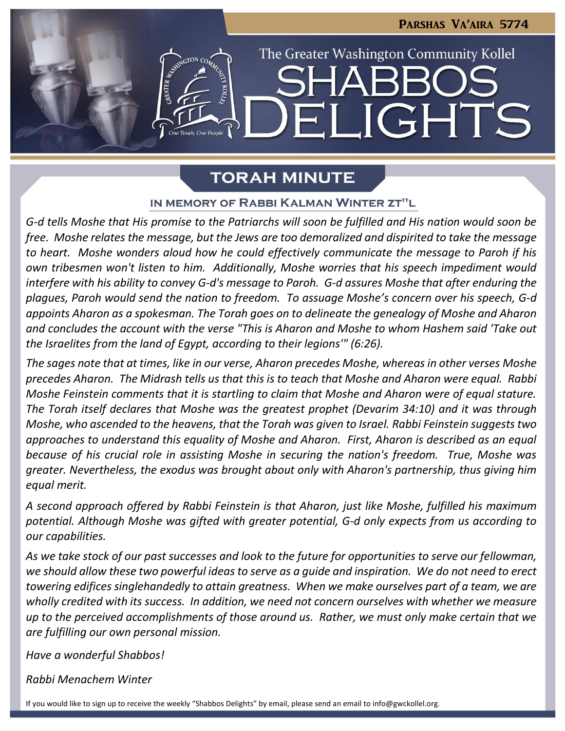**Parshas Va'aira 5774**

The Greater Washington Community Kollel

# SHABBOS DELIGHTS

## TORAH MINUTE

### IN MEMORY OF RABBI KALMAN WINTER ZT"L

*G-d tells Moshe that His promise to the Patriarchs will soon be fulfilled and His nation would soon be free. Moshe relates the message, but the Jews are too demoralized and dispirited to take the message to heart. Moshe wonders aloud how he could effectively communicate the message to Paroh if his own tribesmen won't listen to him. Additionally, Moshe worries that his speech impediment would interfere with his ability to convey G-d's message to Paroh. G-d assures Moshe that after enduring the plagues, Paroh would send the nation to freedom. To assuage Moshe's concern over his speech, G-d appoints Aharon as a spokesman. The Torah goes on to delineate the genealogy of Moshe and Aharon and concludes the account with the verse "This is Aharon and Moshe to whom Hashem said 'Take out the Israelites from the land of Egypt, according to their legions'" (6:26).*

*The sages note that at times, like in our verse, Aharon precedes Moshe, whereas in other verses Moshe precedes Aharon. The Midrash tells us that this is to teach that Moshe and Aharon were equal. Rabbi Moshe Feinstein comments that it is startling to claim that Moshe and Aharon were of equal stature. The Torah itself declares that Moshe was the greatest prophet (Devarim 34:10) and it was through Moshe, who ascended to the heavens, that the Torah was given to Israel. Rabbi Feinstein suggests two approaches to understand this equality of Moshe and Aharon. First, Aharon is described as an equal because of his crucial role in assisting Moshe in securing the nation's freedom. True, Moshe was greater. Nevertheless, the exodus was brought about only with Aharon's partnership, thus giving him equal merit.*

*A second approach offered by Rabbi Feinstein is that Aharon, just like Moshe, fulfilled his maximum potential. Although Moshe was gifted with greater potential, G-d only expects from us according to our capabilities.*

*As we take stock of our past successes and look to the future for opportunities to serve our fellowman, we should allow these two powerful ideas to serve as a guide and inspiration. We do not need to erect towering edifices singlehandedly to attain greatness. When we make ourselves part of a team, we are wholly credited with its success. In addition, we need not concern ourselves with whether we measure up to the perceived accomplishments of those around us. Rather, we must only make certain that we are fulfilling our own personal mission.*

*Have a wonderful Shabbos!*

*Rabbi Menachem Winter*

If you would like to sign up to receive the weekly "Shabbos Delights" by email, please send an email to info@gwckollel.org.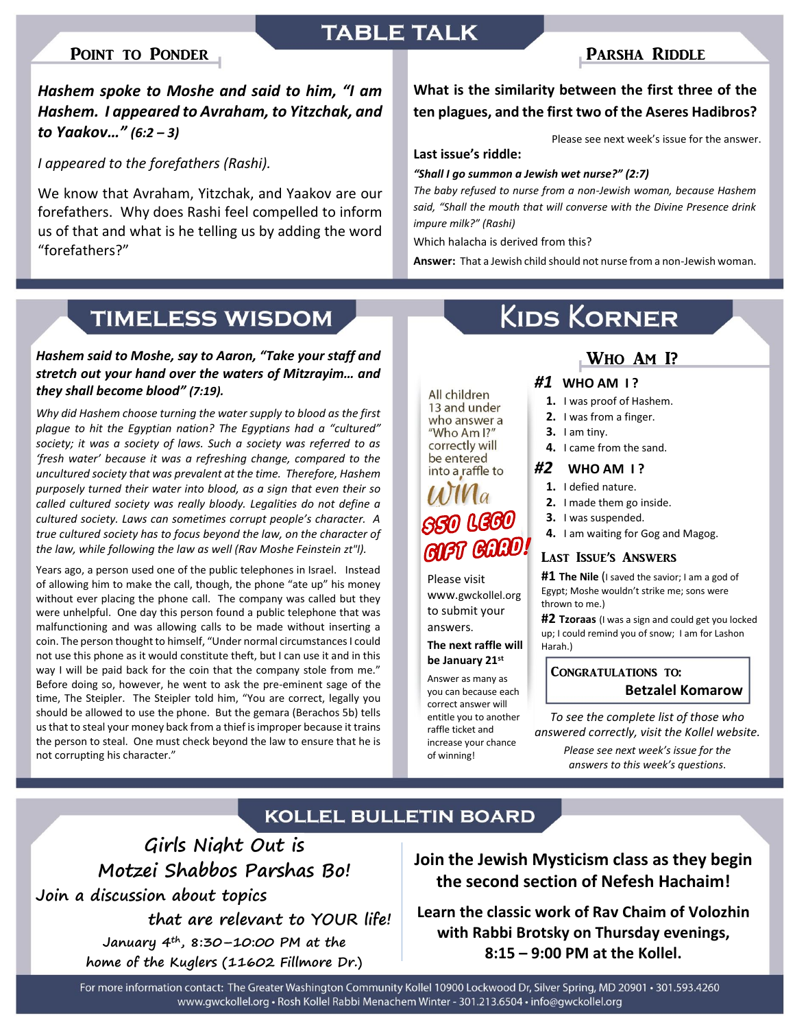# TABLE TALK

## Point to Ponder

***Hashem spoke to Moshe and said to him, "I am Hashem. I appeared to Avraham, to Yitzchak, and to Yaakov…" (6:2 – 3)***

*I appeared to the forefathers (Rashi).*

We know that Avraham, Yitzchak, and Yaakov are our forefathers. Why does Rashi feel compelled to inform us of that and what is he telling us by adding the word "forefathers?"

## Parsha Riddle

**What is the similarity between the first three of the ten plagues, and the first two of the Aseres Hadibros?**

Please see next week's issue for the answer.

**Last issue's riddle:**

***"Shall I go summon a Jewish wet nurse?" (2:7)***

*The baby refused to nurse from a non-Jewish woman, because Hashem said, "Shall the mouth that will converse with the Divine Presence drink impure milk?" (Rashi)*

Which halacha is derived from this?

**Answer:** That a Jewish child should not nurse from a non-Jewish woman.

# TIMELESS WISDOM

***Hashem said to Moshe, say to Aaron, "Take your staff and stretch out your hand over the waters of Mitzrayim… and they shall become blood" (7:19).***

*Why did Hashem choose turning the water supply to blood as the first plague to hit the Egyptian nation? The Egyptians had a "cultured" society; it was a society of laws. Such a society was referred to as 'fresh water' because it was a refreshing change, compared to the uncultured society that was prevalent at the time. Therefore, Hashem purposely turned their water into blood, as a sign that even their so called cultured society was really bloody. Legalities do not define a cultured society. Laws can sometimes corrupt people's character. A true cultured society has to focus beyond the law, on the character of the law, while following the law as well (Rav Moshe Feinstein zt"l).*

Years ago, a person used one of the public telephones in Israel. Instead of allowing him to make the call, though, the phone "ate up" his money without ever placing the phone call. The company was called but they were unhelpful. One day this person found a public telephone that was malfunctioning and was allowing calls to be made without inserting a coin. The person thought to himself, "Under normal circumstances I could not use this phone as it would constitute theft, but I can use it and in this way I will be paid back for the coin that the company stole from me." Before doing so, however, he went to ask the pre-eminent sage of the time, The Steipler. The Steipler told him, "You are correct, legally you should be allowed to use the phone. But the gemara (Berachos 5b) tells us that to steal your money back from a thief is improper because it trains the person to steal. One must check beyond the law to ensure that he is not corrupting his character."

# Kids Korner

All children 13 and under who answer a "Who Am I?" correctly will be entered into a raffle to

**Win a $50 LEGO GIFT CARD!**

Please visit www.gwckollel.org to submit your answers.

**The next raffle will be January 21st**

Answer as many as you can because each correct answer will entitle you to another raffle ticket and increase your chance of winning!

## Who Am I?

### #1 WHO AM I ?

1. I was proof of Hashem.
2. I was from a finger.
3. I am tiny.
4. I came from the sand.

### #2 WHO AM I ?

1. I defied nature.
2. I made them go inside.
3. I was suspended.
4. I am waiting for Gog and Magog.

## Last Issue's Answers

**#1 The Nile** (I saved the savior; I am a god of Egypt; Moshe wouldn't strike me; sons were thrown to me.)

**#2 Tzoraas** (I was a sign and could get you locked up; I could remind you of snow; I am for Lashon Harah.)

**Congratulations to:**
**Betzalel Komarow**

*To see the complete list of those who answered correctly, visit the Kollel website.*

*Please see next week's issue for the answers to this week's questions.*

# KOLLEL BULLETIN BOARD

Girls Night Out is Motzei Shabbos Parshas Bo!

Join a discussion about topics that are relevant to YOUR life!

January 4th, 8:30–10:00 PM at the home of the Kuglers (11602 Fillmore Dr.)

**Join the Jewish Mysticism class as they begin the second section of Nefesh Hachaim!**

**Learn the classic work of Rav Chaim of Volozhin with Rabbi Brotsky on Thursday evenings, 8:15 – 9:00 PM at the Kollel.**

For more information contact: The Greater Washington Community Kollel 10900 Lockwood Dr, Silver Spring, MD 20901 • 301.593.4260
www.gwckollel.org • Rosh Kollel Rabbi Menachem Winter - 301.213.6504 • info@gwckollel.org